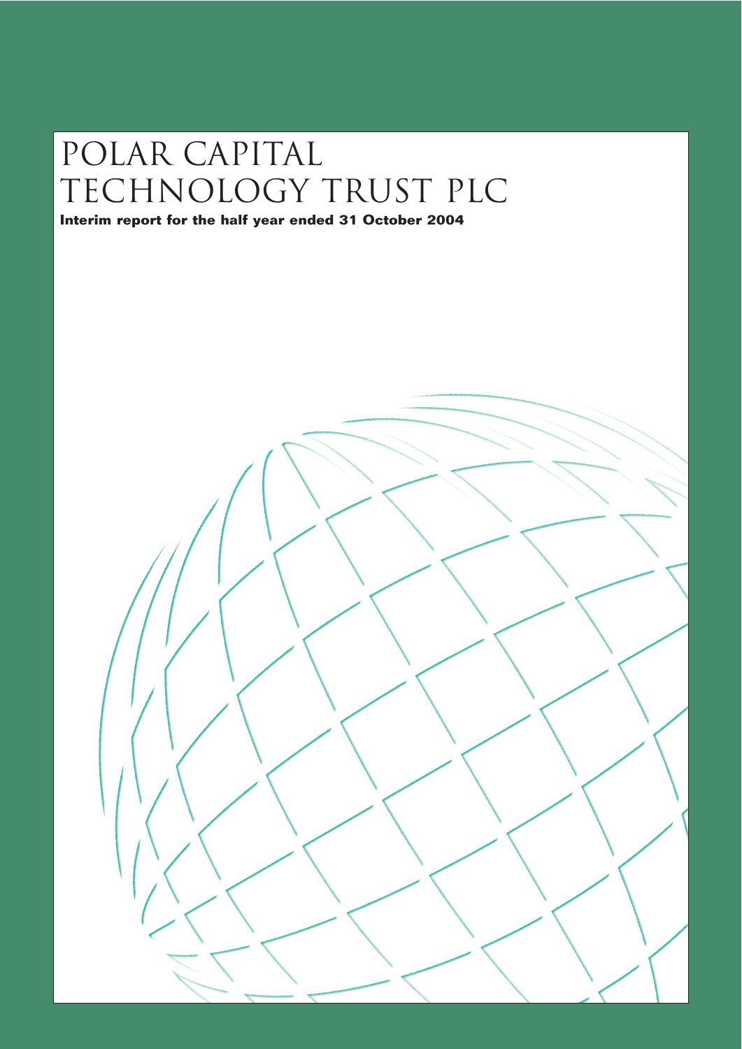# POLAR CAPITAL TECHNOLOGY TRUST PLC

**Interim report for the half year ended 31 October 2004**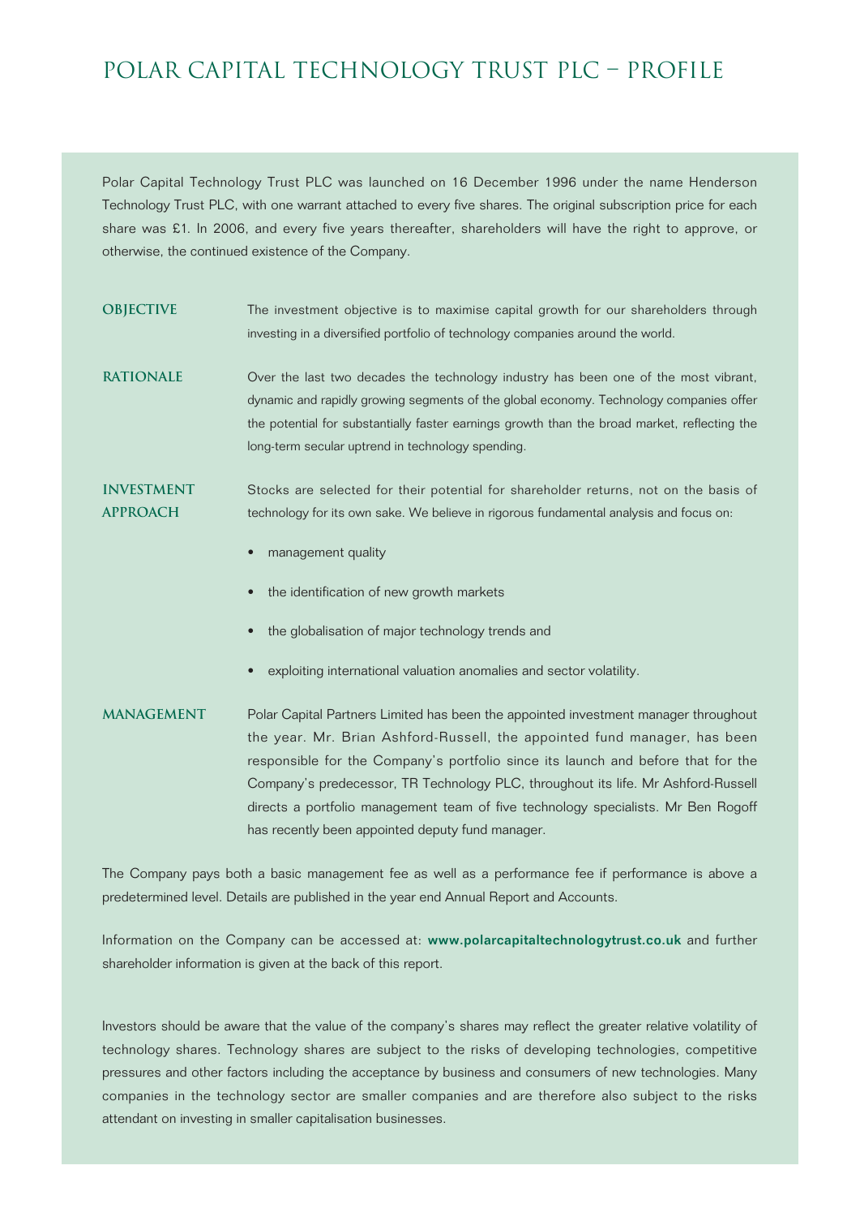# POLAR CAPITAL TECHNOLOGY TRUST PLC – PROFILE

Polar Capital Technology Trust PLC was launched on 16 December 1996 under the name Henderson Technology Trust PLC, with one warrant attached to every five shares. The original subscription price for each share was £1. In 2006, and every five years thereafter, shareholders will have the right to approve, or otherwise, the continued existence of the Company.

**OBJECTIVE**

The investment objective is to maximise capital growth for our shareholders through investing in a diversified portfolio of technology companies around the world.

**RATIONALE**

Over the last two decades the technology industry has been one of the most vibrant, dynamic and rapidly growing segments of the global economy. Technology companies offer the potential for substantially faster earnings growth than the broad market, reflecting the long-term secular uptrend in technology spending.

**INVESTMENT APPROACH**

Stocks are selected for their potential for shareholder returns, not on the basis of technology for its own sake. We believe in rigorous fundamental analysis and focus on:

- management quality
- the identification of new growth markets
- the globalisation of major technology trends and
- exploiting international valuation anomalies and sector volatility.

**MANAGEMENT**

Polar Capital Partners Limited has been the appointed investment manager throughout the year. Mr. Brian Ashford-Russell, the appointed fund manager, has been responsible for the Company's portfolio since its launch and before that for the Company's predecessor, TR Technology PLC, throughout its life. Mr Ashford-Russell directs a portfolio management team of five technology specialists. Mr Ben Rogoff has recently been appointed deputy fund manager.

The Company pays both a basic management fee as well as a performance fee if performance is above a predetermined level. Details are published in the year end Annual Report and Accounts.

Information on the Company can be accessed at: **www.polarcapitaltechnologytrust.co.uk** and further shareholder information is given at the back of this report.

Investors should be aware that the value of the company's shares may reflect the greater relative volatility of technology shares. Technology shares are subject to the risks of developing technologies, competitive pressures and other factors including the acceptance by business and consumers of new technologies. Many companies in the technology sector are smaller companies and are therefore also subject to the risks attendant on investing in smaller capitalisation businesses.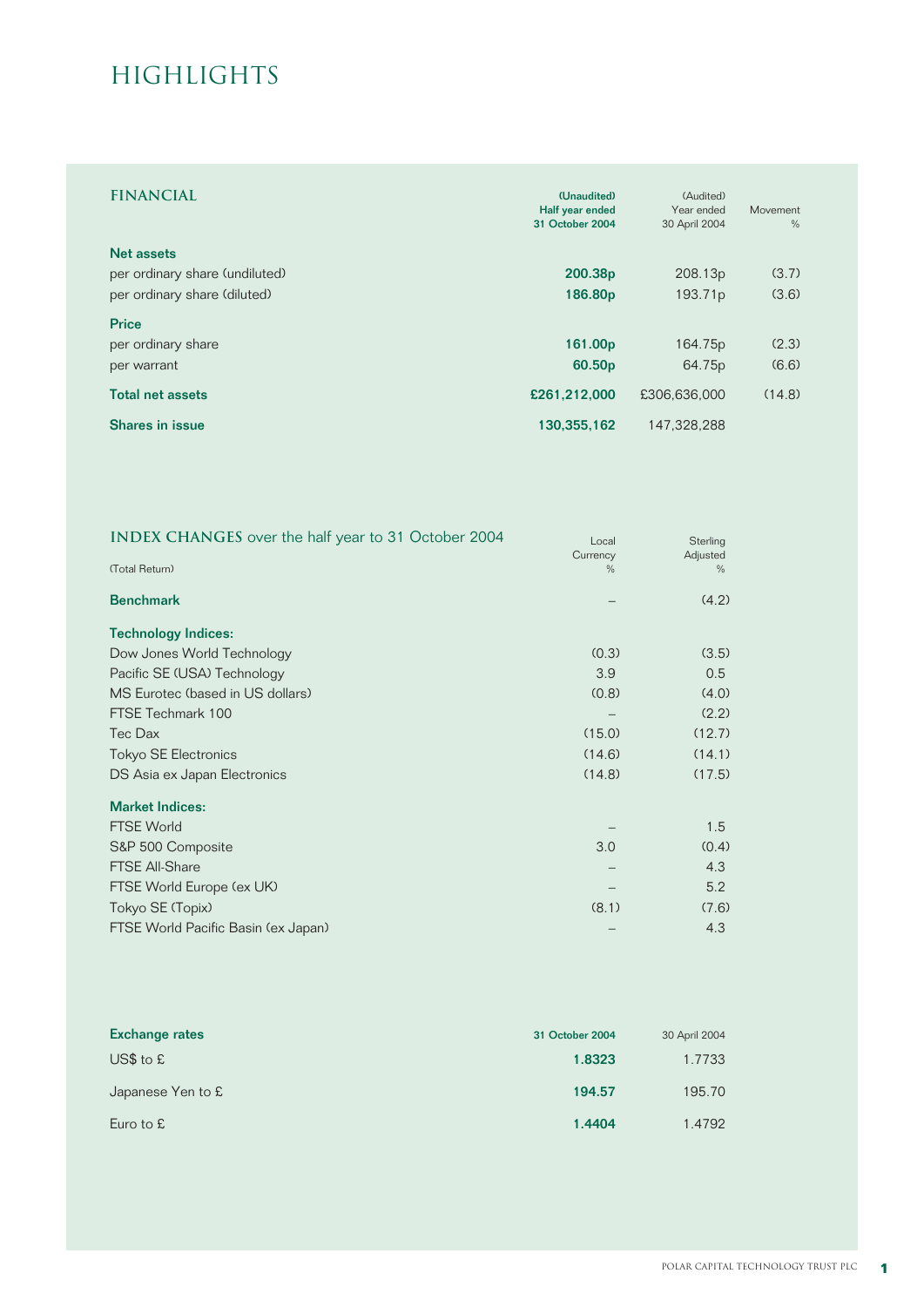# HIGHLIGHTS

| FINANCIAL | (Unaudited) Half year ended 31 October 2004 | (Audited) Year ended 30 April 2004 | Movement % |
|---|---|---|---|
| **Net assets** | | | |
| per ordinary share (undiluted) | **200.38p** | 208.13p | (3.7) |
| per ordinary share (diluted) | **186.80p** | 193.71p | (3.6) |
| **Price** | | | |
| per ordinary share | **161.00p** | 164.75p | (2.3) |
| per warrant | **60.50p** | 64.75p | (6.6) |
| **Total net assets** | **£261,212,000** | £306,636,000 | (14.8) |
| **Shares in issue** | **130,355,162** | 147,328,288 | |

**INDEX CHANGES** over the half year to 31 October 2004

| (Total Return) | Local Currency % | Sterling Adjusted % |
|---|---|---|
| **Benchmark** | – | (4.2) |
| **Technology Indices:** | | |
| Dow Jones World Technology | (0.3) | (3.5) |
| Pacific SE (USA) Technology | 3.9 | 0.5 |
| MS Eurotec (based in US dollars) | (0.8) | (4.0) |
| FTSE Techmark 100 | – | (2.2) |
| Tec Dax | (15.0) | (12.7) |
| Tokyo SE Electronics | (14.6) | (14.1) |
| DS Asia ex Japan Electronics | (14.8) | (17.5) |
| **Market Indices:** | | |
| FTSE World | – | 1.5 |
| S&P 500 Composite | 3.0 | (0.4) |
| FTSE All-Share | – | 4.3 |
| FTSE World Europe (ex UK) | – | 5.2 |
| Tokyo SE (Topix) | (8.1) | (7.6) |
| FTSE World Pacific Basin (ex Japan) | – | 4.3 |

| Exchange rates | 31 October 2004 | 30 April 2004 |
|---|---|---|
| US$ to £ | **1.8323** | 1.7733 |
| Japanese Yen to £ | **194.57** | 195.70 |
| Euro to £ | **1.4404** | 1.4792 |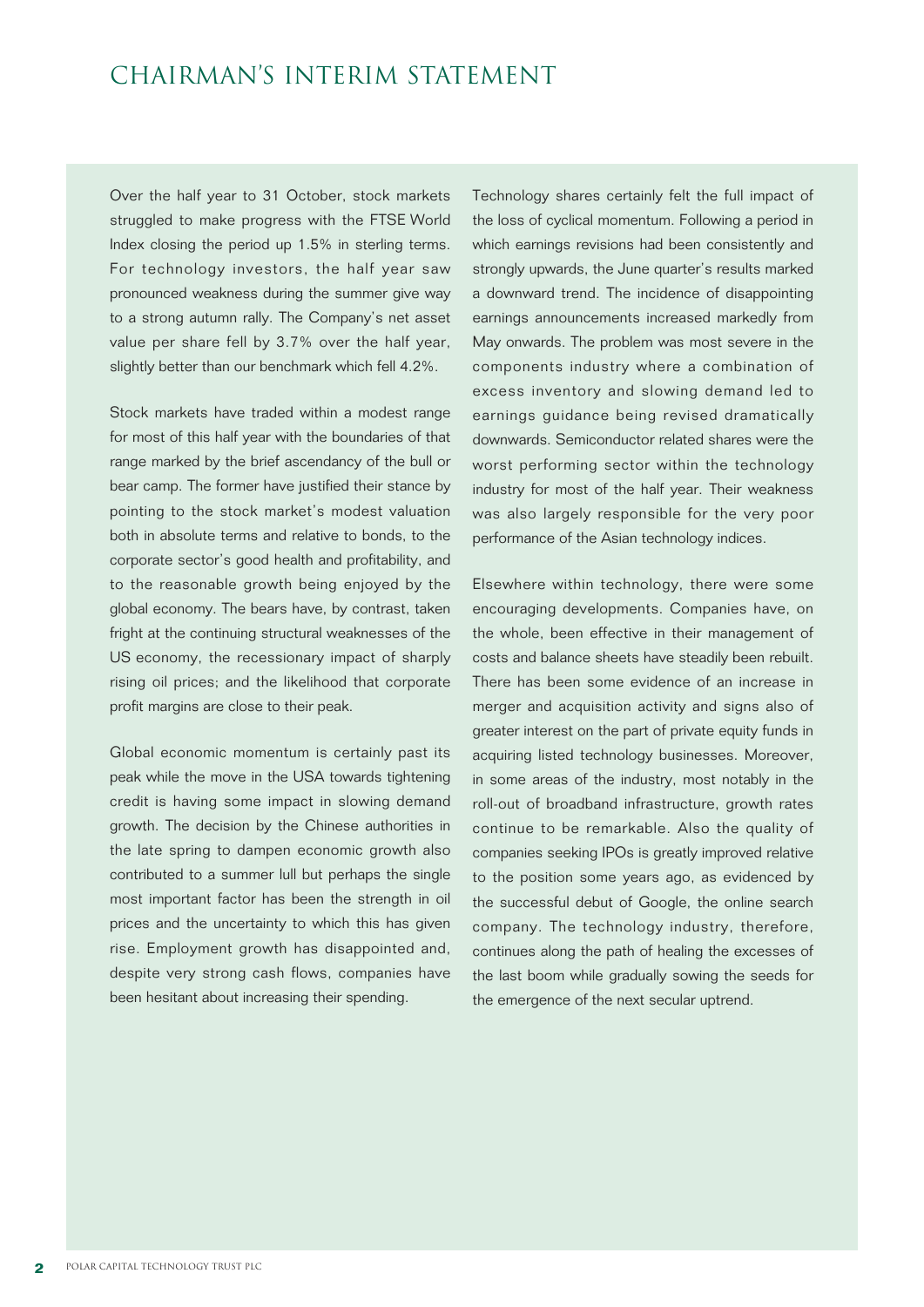# CHAIRMAN'S INTERIM STATEMENT

Over the half year to 31 October, stock markets struggled to make progress with the FTSE World Index closing the period up 1.5% in sterling terms. For technology investors, the half year saw pronounced weakness during the summer give way to a strong autumn rally. The Company's net asset value per share fell by 3.7% over the half year, slightly better than our benchmark which fell 4.2%.

Stock markets have traded within a modest range for most of this half year with the boundaries of that range marked by the brief ascendancy of the bull or bear camp. The former have justified their stance by pointing to the stock market's modest valuation both in absolute terms and relative to bonds, to the corporate sector's good health and profitability, and to the reasonable growth being enjoyed by the global economy. The bears have, by contrast, taken fright at the continuing structural weaknesses of the US economy, the recessionary impact of sharply rising oil prices; and the likelihood that corporate profit margins are close to their peak.

Global economic momentum is certainly past its peak while the move in the USA towards tightening credit is having some impact in slowing demand growth. The decision by the Chinese authorities in the late spring to dampen economic growth also contributed to a summer lull but perhaps the single most important factor has been the strength in oil prices and the uncertainty to which this has given rise. Employment growth has disappointed and, despite very strong cash flows, companies have been hesitant about increasing their spending.

Technology shares certainly felt the full impact of the loss of cyclical momentum. Following a period in which earnings revisions had been consistently and strongly upwards, the June quarter's results marked a downward trend. The incidence of disappointing earnings announcements increased markedly from May onwards. The problem was most severe in the components industry where a combination of excess inventory and slowing demand led to earnings guidance being revised dramatically downwards. Semiconductor related shares were the worst performing sector within the technology industry for most of the half year. Their weakness was also largely responsible for the very poor performance of the Asian technology indices.

Elsewhere within technology, there were some encouraging developments. Companies have, on the whole, been effective in their management of costs and balance sheets have steadily been rebuilt. There has been some evidence of an increase in merger and acquisition activity and signs also of greater interest on the part of private equity funds in acquiring listed technology businesses. Moreover, in some areas of the industry, most notably in the roll-out of broadband infrastructure, growth rates continue to be remarkable. Also the quality of companies seeking IPOs is greatly improved relative to the position some years ago, as evidenced by the successful debut of Google, the online search company. The technology industry, therefore, continues along the path of healing the excesses of the last boom while gradually sowing the seeds for the emergence of the next secular uptrend.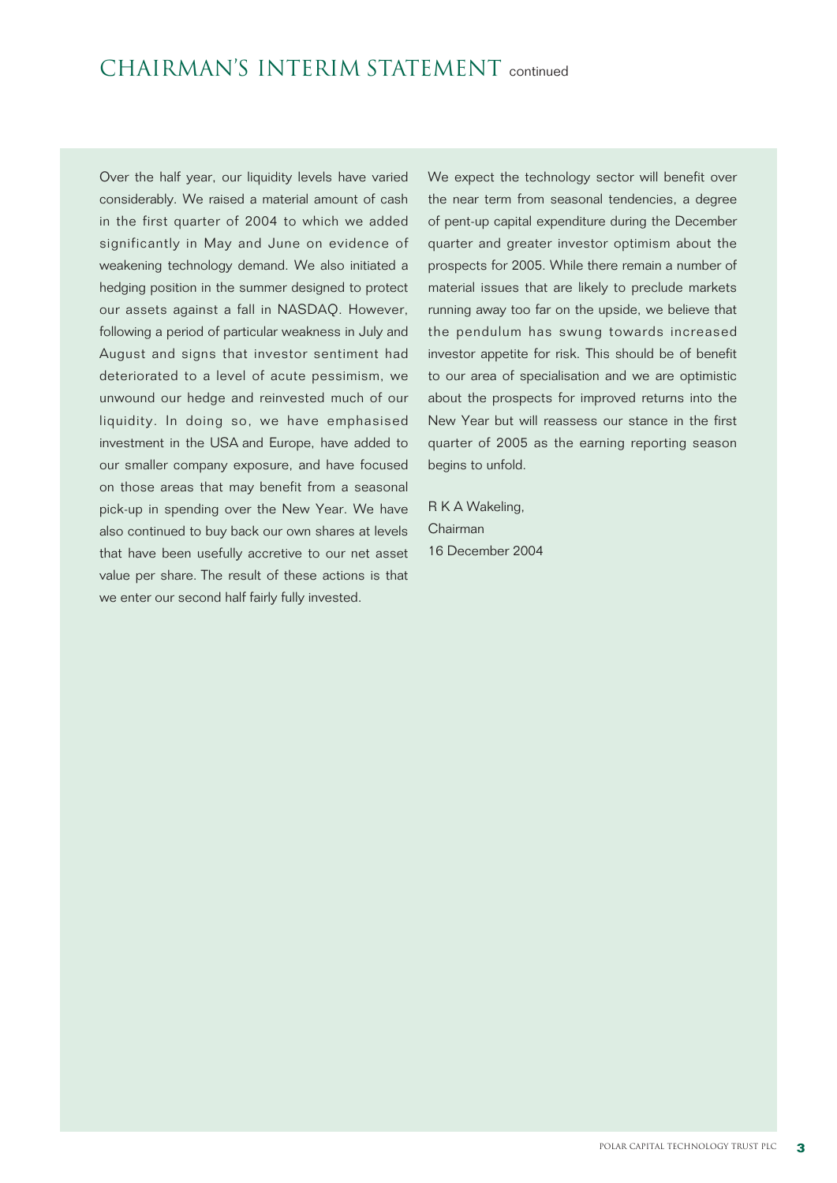# CHAIRMAN'S INTERIM STATEMENT continued

Over the half year, our liquidity levels have varied considerably. We raised a material amount of cash in the first quarter of 2004 to which we added significantly in May and June on evidence of weakening technology demand. We also initiated a hedging position in the summer designed to protect our assets against a fall in NASDAQ. However, following a period of particular weakness in July and August and signs that investor sentiment had deteriorated to a level of acute pessimism, we unwound our hedge and reinvested much of our liquidity. In doing so, we have emphasised investment in the USA and Europe, have added to our smaller company exposure, and have focused on those areas that may benefit from a seasonal pick-up in spending over the New Year. We have also continued to buy back our own shares at levels that have been usefully accretive to our net asset value per share. The result of these actions is that we enter our second half fairly fully invested.

We expect the technology sector will benefit over the near term from seasonal tendencies, a degree of pent-up capital expenditure during the December quarter and greater investor optimism about the prospects for 2005. While there remain a number of material issues that are likely to preclude markets running away too far on the upside, we believe that the pendulum has swung towards increased investor appetite for risk. This should be of benefit to our area of specialisation and we are optimistic about the prospects for improved returns into the New Year but will reassess our stance in the first quarter of 2005 as the earning reporting season begins to unfold.

R K A Wakeling,
Chairman
16 December 2004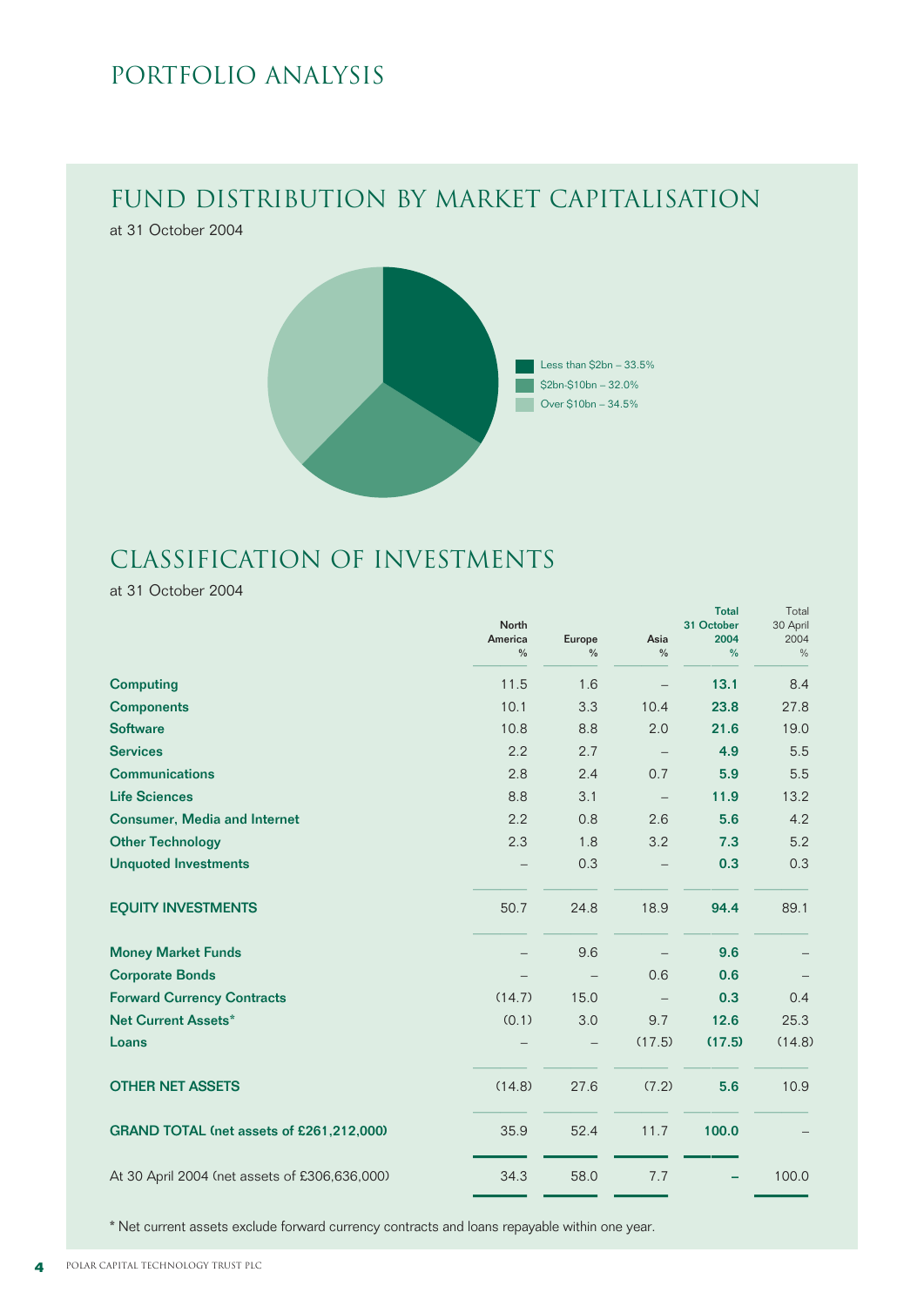# PORTFOLIO ANALYSIS

## FUND DISTRIBUTION BY MARKET CAPITALISATION

at 31 October 2004

- Less than $2bn – 33.5%
- $2bn-$10bn – 32.0%
- Over $10bn – 34.5%

## CLASSIFICATION OF INVESTMENTS

at 31 October 2004

| | North America % | Europe % | Asia % | Total 31 October 2004 % | Total 30 April 2004 % |
|---|---|---|---|---|---|
| **Computing** | 11.5 | 1.6 | – | **13.1** | 8.4 |
| **Components** | 10.1 | 3.3 | 10.4 | **23.8** | 27.8 |
| **Software** | 10.8 | 8.8 | 2.0 | **21.6** | 19.0 |
| **Services** | 2.2 | 2.7 | – | **4.9** | 5.5 |
| **Communications** | 2.8 | 2.4 | 0.7 | **5.9** | 5.5 |
| **Life Sciences** | 8.8 | 3.1 | – | **11.9** | 13.2 |
| **Consumer, Media and Internet** | 2.2 | 0.8 | 2.6 | **5.6** | 4.2 |
| **Other Technology** | 2.3 | 1.8 | 3.2 | **7.3** | 5.2 |
| **Unquoted Investments** | – | 0.3 | – | **0.3** | 0.3 |
| **EQUITY INVESTMENTS** | 50.7 | 24.8 | 18.9 | **94.4** | 89.1 |
| **Money Market Funds** | – | 9.6 | – | **9.6** | – |
| **Corporate Bonds** | – | – | 0.6 | **0.6** | – |
| **Forward Currency Contracts** | (14.7) | 15.0 | – | **0.3** | 0.4 |
| **Net Current Assets*** | (0.1) | 3.0 | 9.7 | **12.6** | 25.3 |
| **Loans** | – | – | (17.5) | **(17.5)** | (14.8) |
| **OTHER NET ASSETS** | (14.8) | 27.6 | (7.2) | **5.6** | 10.9 |
| **GRAND TOTAL (net assets of £261,212,000)** | 35.9 | 52.4 | 11.7 | **100.0** | – |
| At 30 April 2004 (net assets of £306,636,000) | 34.3 | 58.0 | 7.7 | **–** | 100.0 |

* Net current assets exclude forward currency contracts and loans repayable within one year.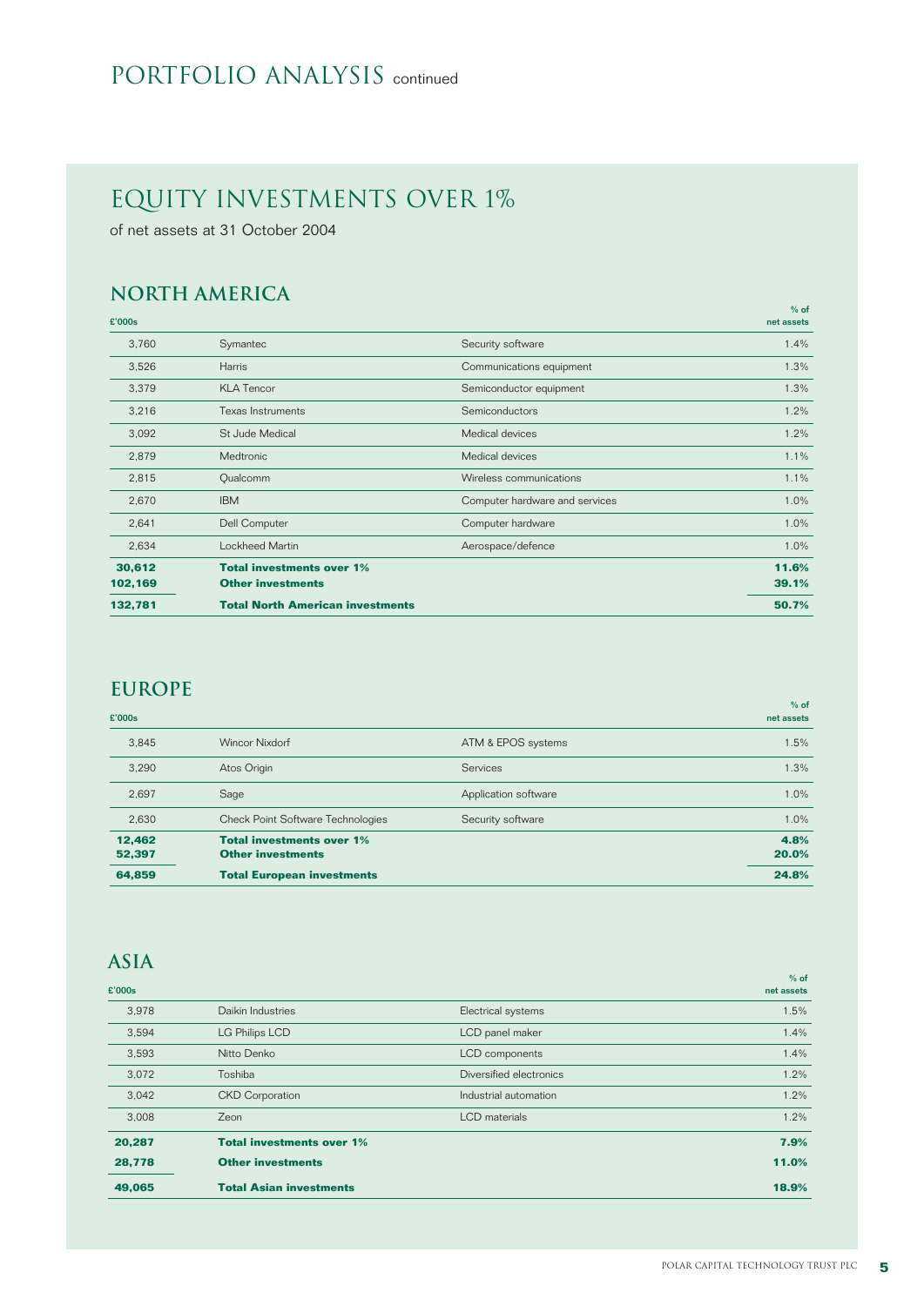# PORTFOLIO ANALYSIS continued

## EQUITY INVESTMENTS OVER 1%

of net assets at 31 October 2004

### NORTH AMERICA

| £'000s | | | % of net assets |
|---|---|---|---|
| 3,760 | Symantec | Security software | 1.4% |
| 3,526 | Harris | Communications equipment | 1.3% |
| 3,379 | KLA Tencor | Semiconductor equipment | 1.3% |
| 3,216 | Texas Instruments | Semiconductors | 1.2% |
| 3,092 | St Jude Medical | Medical devices | 1.2% |
| 2,879 | Medtronic | Medical devices | 1.1% |
| 2,815 | Qualcomm | Wireless communications | 1.1% |
| 2,670 | IBM | Computer hardware and services | 1.0% |
| 2,641 | Dell Computer | Computer hardware | 1.0% |
| 2,634 | Lockheed Martin | Aerospace/defence | 1.0% |
| **30,612** | **Total investments over 1%** | | **11.6%** |
| **102,169** | **Other investments** | | **39.1%** |
| **132,781** | **Total North American investments** | | **50.7%** |

### EUROPE

| £'000s | | | % of net assets |
|---|---|---|---|
| 3,845 | Wincor Nixdorf | ATM & EPOS systems | 1.5% |
| 3,290 | Atos Origin | Services | 1.3% |
| 2,697 | Sage | Application software | 1.0% |
| 2,630 | Check Point Software Technologies | Security software | 1.0% |
| **12,462** | **Total investments over 1%** | | **4.8%** |
| **52,397** | **Other investments** | | **20.0%** |
| **64,859** | **Total European investments** | | **24.8%** |

### ASIA

| £'000s | | | % of net assets |
|---|---|---|---|
| 3,978 | Daikin Industries | Electrical systems | 1.5% |
| 3,594 | LG Philips LCD | LCD panel maker | 1.4% |
| 3,593 | Nitto Denko | LCD components | 1.4% |
| 3,072 | Toshiba | Diversified electronics | 1.2% |
| 3,042 | CKD Corporation | Industrial automation | 1.2% |
| 3,008 | Zeon | LCD materials | 1.2% |
| **20,287** | **Total investments over 1%** | | **7.9%** |
| **28,778** | **Other investments** | | **11.0%** |
| **49,065** | **Total Asian investments** | | **18.9%** |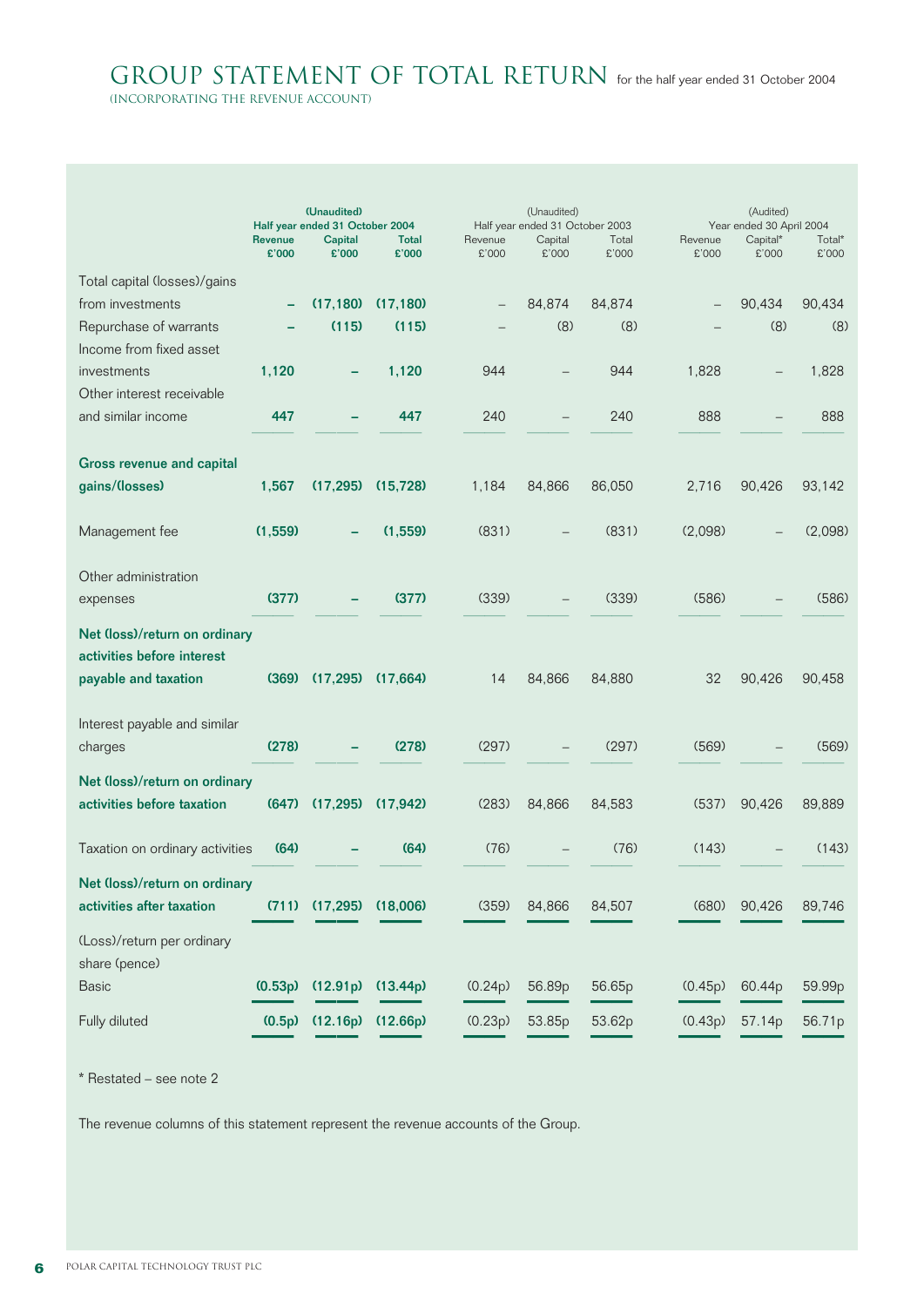# GROUP STATEMENT OF TOTAL RETURN for the half year ended 31 October 2004

(INCORPORATING THE REVENUE ACCOUNT)

| | (Unaudited) Half year ended 31 October 2004 | | | (Unaudited) Half year ended 31 October 2003 | | | (Audited) Year ended 30 April 2004 | | |
|---|---|---|---|---|---|---|---|---|---|
| | **Revenue £'000** | **Capital £'000** | **Total £'000** | Revenue £'000 | Capital £'000 | Total £'000 | Revenue £'000 | Capital* £'000 | Total* £'000 |
| Total capital (losses)/gains from investments | **–** | **(17,180)** | **(17,180)** | – | 84,874 | 84,874 | – | 90,434 | 90,434 |
| Repurchase of warrants | **–** | **(115)** | **(115)** | – | (8) | (8) | – | (8) | (8) |
| Income from fixed asset investments | **1,120** | **–** | **1,120** | 944 | – | 944 | 1,828 | – | 1,828 |
| Other interest receivable and similar income | **447** | **–** | **447** | 240 | – | 240 | 888 | – | 888 |
| **Gross revenue and capital gains/(losses)** | **1,567** | **(17,295)** | **(15,728)** | 1,184 | 84,866 | 86,050 | 2,716 | 90,426 | 93,142 |
| Management fee | **(1,559)** | **–** | **(1,559)** | (831) | – | (831) | (2,098) | – | (2,098) |
| Other administration expenses | **(377)** | **–** | **(377)** | (339) | – | (339) | (586) | – | (586) |
| **Net (loss)/return on ordinary activities before interest payable and taxation** | **(369)** | **(17,295)** | **(17,664)** | 14 | 84,866 | 84,880 | 32 | 90,426 | 90,458 |
| Interest payable and similar charges | **(278)** | **–** | **(278)** | (297) | – | (297) | (569) | – | (569) |
| **Net (loss)/return on ordinary activities before taxation** | **(647)** | **(17,295)** | **(17,942)** | (283) | 84,866 | 84,583 | (537) | 90,426 | 89,889 |
| Taxation on ordinary activities | **(64)** | **–** | **(64)** | (76) | – | (76) | (143) | – | (143) |
| **Net (loss)/return on ordinary activities after taxation** | **(711)** | **(17,295)** | **(18,006)** | (359) | 84,866 | 84,507 | (680) | 90,426 | 89,746 |
| (Loss)/return per ordinary share (pence) | | | | | | | | | |
| Basic | **(0.53p)** | **(12.91p)** | **(13.44p)** | (0.24p) | 56.89p | 56.65p | (0.45p) | 60.44p | 59.99p |
| Fully diluted | **(0.5p)** | **(12.16p)** | **(12.66p)** | (0.23p) | 53.85p | 53.62p | (0.43p) | 57.14p | 56.71p |

* Restated – see note 2

The revenue columns of this statement represent the revenue accounts of the Group.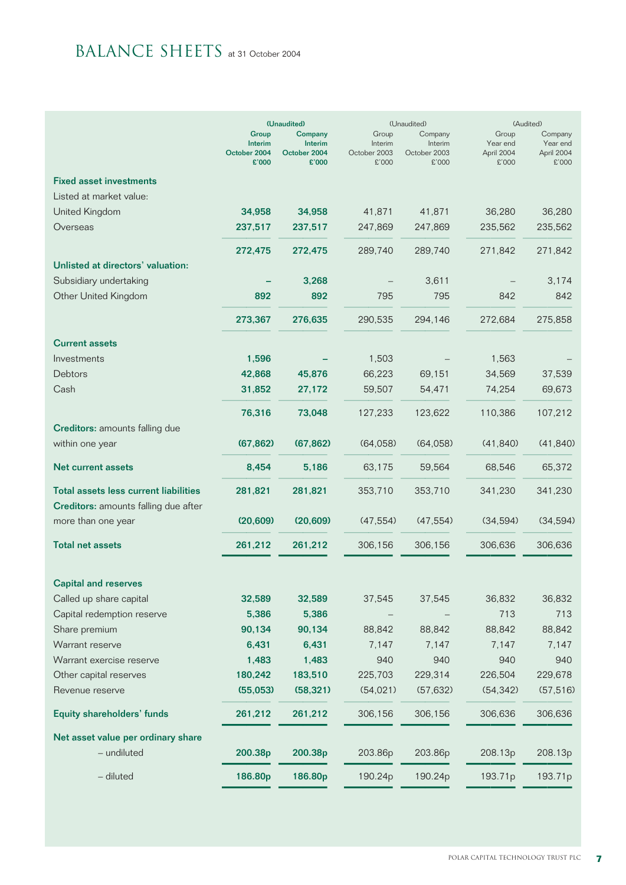# BALANCE SHEETS at 31 October 2004

| | (Unaudited) | | (Unaudited) | | (Audited) | |
|---|---|---|---|---|---|---|
| | **Group Interim October 2004 £'000** | **Company Interim October 2004 £'000** | Group Interim October 2003 £'000 | Company Interim October 2003 £'000 | Group Year end April 2004 £'000 | Company Year end April 2004 £'000 |
| **Fixed asset investments** | | | | | | |
| Listed at market value: | | | | | | |
| United Kingdom | **34,958** | **34,958** | 41,871 | 41,871 | 36,280 | 36,280 |
| Overseas | **237,517** | **237,517** | 247,869 | 247,869 | 235,562 | 235,562 |
| | **272,475** | **272,475** | 289,740 | 289,740 | 271,842 | 271,842 |
| **Unlisted at directors' valuation:** | | | | | | |
| Subsidiary undertaking | **–** | **3,268** | – | 3,611 | – | 3,174 |
| Other United Kingdom | **892** | **892** | 795 | 795 | 842 | 842 |
| | **273,367** | **276,635** | 290,535 | 294,146 | 272,684 | 275,858 |
| **Current assets** | | | | | | |
| Investments | **1,596** | **–** | 1,503 | – | 1,563 | – |
| Debtors | **42,868** | **45,876** | 66,223 | 69,151 | 34,569 | 37,539 |
| Cash | **31,852** | **27,172** | 59,507 | 54,471 | 74,254 | 69,673 |
| | **76,316** | **73,048** | 127,233 | 123,622 | 110,386 | 107,212 |
| **Creditors:** amounts falling due within one year | **(67,862)** | **(67,862)** | (64,058) | (64,058) | (41,840) | (41,840) |
| **Net current assets** | **8,454** | **5,186** | 63,175 | 59,564 | 68,546 | 65,372 |
| **Total assets less current liabilities** | **281,821** | **281,821** | 353,710 | 353,710 | 341,230 | 341,230 |
| **Creditors:** amounts falling due after more than one year | **(20,609)** | **(20,609)** | (47,554) | (47,554) | (34,594) | (34,594) |
| **Total net assets** | **261,212** | **261,212** | 306,156 | 306,156 | 306,636 | 306,636 |
| **Capital and reserves** | | | | | | |
| Called up share capital | **32,589** | **32,589** | 37,545 | 37,545 | 36,832 | 36,832 |
| Capital redemption reserve | **5,386** | **5,386** | – | – | 713 | 713 |
| Share premium | **90,134** | **90,134** | 88,842 | 88,842 | 88,842 | 88,842 |
| Warrant reserve | **6,431** | **6,431** | 7,147 | 7,147 | 7,147 | 7,147 |
| Warrant exercise reserve | **1,483** | **1,483** | 940 | 940 | 940 | 940 |
| Other capital reserves | **180,242** | **183,510** | 225,703 | 229,314 | 226,504 | 229,678 |
| Revenue reserve | **(55,053)** | **(58,321)** | (54,021) | (57,632) | (54,342) | (57,516) |
| **Equity shareholders' funds** | **261,212** | **261,212** | 306,156 | 306,156 | 306,636 | 306,636 |
| **Net asset value per ordinary share** | | | | | | |
| – undiluted | **200.38p** | **200.38p** | 203.86p | 203.86p | 208.13p | 208.13p |
| – diluted | **186.80p** | **186.80p** | 190.24p | 190.24p | 193.71p | 193.71p |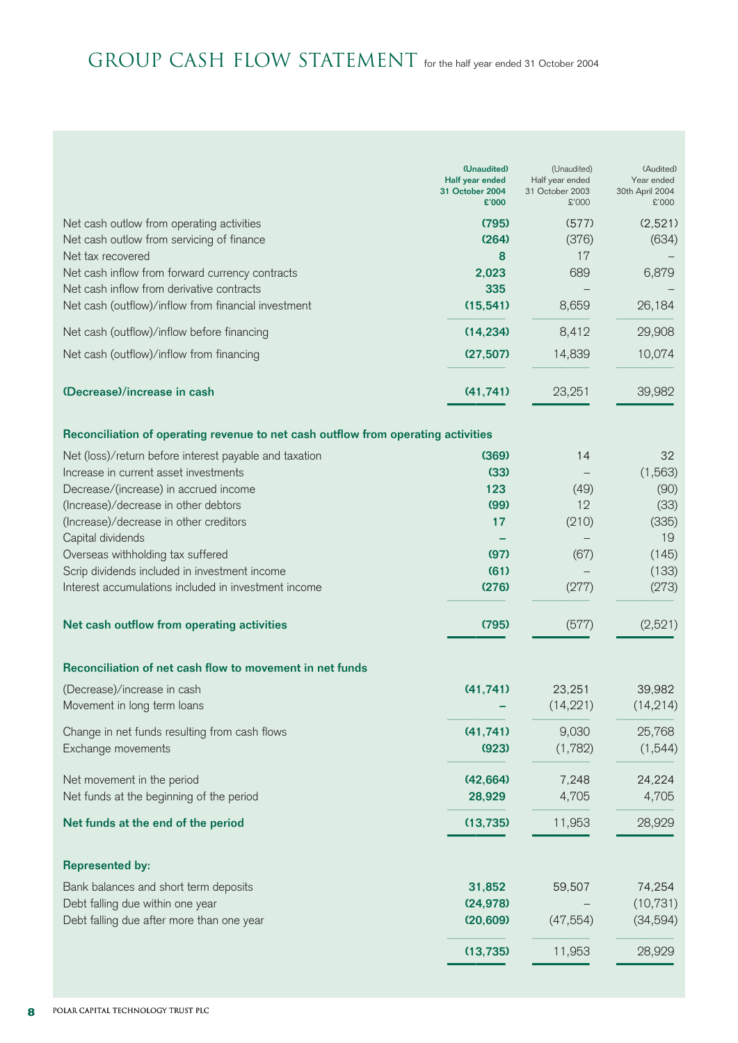# GROUP CASH FLOW STATEMENT for the half year ended 31 October 2004

| | (Unaudited) Half year ended 31 October 2004 £'000 | (Unaudited) Half year ended 31 October 2003 £'000 | (Audited) Year ended 30th April 2004 £'000 |
|---|---|---|---|
| Net cash outlow from operating activities | **(795)** | (577) | (2,521) |
| Net cash outlow from servicing of finance | **(264)** | (376) | (634) |
| Net tax recovered | **8** | 17 | – |
| Net cash inflow from forward currency contracts | **2,023** | 689 | 6,879 |
| Net cash inflow from derivative contracts | **335** | – | – |
| Net cash (outflow)/inflow from financial investment | **(15,541)** | 8,659 | 26,184 |
| Net cash (outflow)/inflow before financing | **(14,234)** | 8,412 | 29,908 |
| Net cash (outflow)/inflow from financing | **(27,507)** | 14,839 | 10,074 |
| **(Decrease)/increase in cash** | **(41,741)** | 23,251 | 39,982 |
| **Reconciliation of operating revenue to net cash outflow from operating activities** | | | |
| Net (loss)/return before interest payable and taxation | **(369)** | 14 | 32 |
| Increase in current asset investments | **(33)** | – | (1,563) |
| Decrease/(increase) in accrued income | **123** | (49) | (90) |
| (Increase)/decrease in other debtors | **(99)** | 12 | (33) |
| (Increase)/decrease in other creditors | **17** | (210) | (335) |
| Capital dividends | **–** | – | 19 |
| Overseas withholding tax suffered | **(97)** | (67) | (145) |
| Scrip dividends included in investment income | **(61)** | – | (133) |
| Interest accumulations included in investment income | **(276)** | (277) | (273) |
| **Net cash outflow from operating activities** | **(795)** | (577) | (2,521) |
| **Reconciliation of net cash flow to movement in net funds** | | | |
| (Decrease)/increase in cash | **(41,741)** | 23,251 | 39,982 |
| Movement in long term loans | **–** | (14,221) | (14,214) |
| Change in net funds resulting from cash flows | **(41,741)** | 9,030 | 25,768 |
| Exchange movements | **(923)** | (1,782) | (1,544) |
| Net movement in the period | **(42,664)** | 7,248 | 24,224 |
| Net funds at the beginning of the period | **28,929** | 4,705 | 4,705 |
| **Net funds at the end of the period** | **(13,735)** | 11,953 | 28,929 |
| **Represented by:** | | | |
| Bank balances and short term deposits | **31,852** | 59,507 | 74,254 |
| Debt falling due within one year | **(24,978)** | – | (10,731) |
| Debt falling due after more than one year | **(20,609)** | (47,554) | (34,594) |
| | **(13,735)** | 11,953 | 28,929 |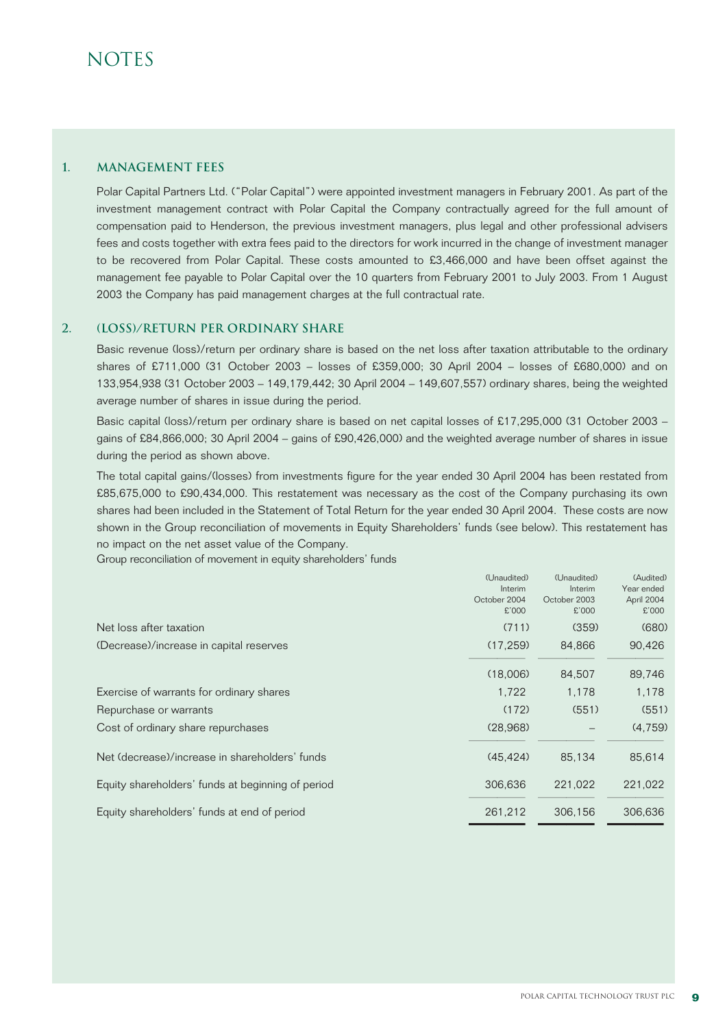# NOTES

## 1. MANAGEMENT FEES

Polar Capital Partners Ltd. ("Polar Capital") were appointed investment managers in February 2001. As part of the investment management contract with Polar Capital the Company contractually agreed for the full amount of compensation paid to Henderson, the previous investment managers, plus legal and other professional advisers fees and costs together with extra fees paid to the directors for work incurred in the change of investment manager to be recovered from Polar Capital. These costs amounted to £3,466,000 and have been offset against the management fee payable to Polar Capital over the 10 quarters from February 2001 to July 2003. From 1 August 2003 the Company has paid management charges at the full contractual rate.

## 2. (LOSS)/RETURN PER ORDINARY SHARE

Basic revenue (loss)/return per ordinary share is based on the net loss after taxation attributable to the ordinary shares of £711,000 (31 October 2003 – losses of £359,000; 30 April 2004 – losses of £680,000) and on 133,954,938 (31 October 2003 – 149,179,442; 30 April 2004 – 149,607,557) ordinary shares, being the weighted average number of shares in issue during the period.

Basic capital (loss)/return per ordinary share is based on net capital losses of £17,295,000 (31 October 2003 – gains of £84,866,000; 30 April 2004 – gains of £90,426,000) and the weighted average number of shares in issue during the period as shown above.

The total capital gains/(losses) from investments figure for the year ended 30 April 2004 has been restated from £85,675,000 to £90,434,000. This restatement was necessary as the cost of the Company purchasing its own shares had been included in the Statement of Total Return for the year ended 30 April 2004. These costs are now shown in the Group reconciliation of movements in Equity Shareholders' funds (see below). This restatement has no impact on the net asset value of the Company.

Group reconciliation of movement in equity shareholders' funds

| | (Unaudited) Interim October 2004 £'000 | (Unaudited) Interim October 2003 £'000 | (Audited) Year ended April 2004 £'000 |
|---|---|---|---|
| Net loss after taxation | (711) | (359) | (680) |
| (Decrease)/increase in capital reserves | (17,259) | 84,866 | 90,426 |
| | (18,006) | 84,507 | 89,746 |
| Exercise of warrants for ordinary shares | 1,722 | 1,178 | 1,178 |
| Repurchase or warrants | (172) | (551) | (551) |
| Cost of ordinary share repurchases | (28,968) | – | (4,759) |
| Net (decrease)/increase in shareholders' funds | (45,424) | 85,134 | 85,614 |
| Equity shareholders' funds at beginning of period | 306,636 | 221,022 | 221,022 |
| Equity shareholders' funds at end of period | 261,212 | 306,156 | 306,636 |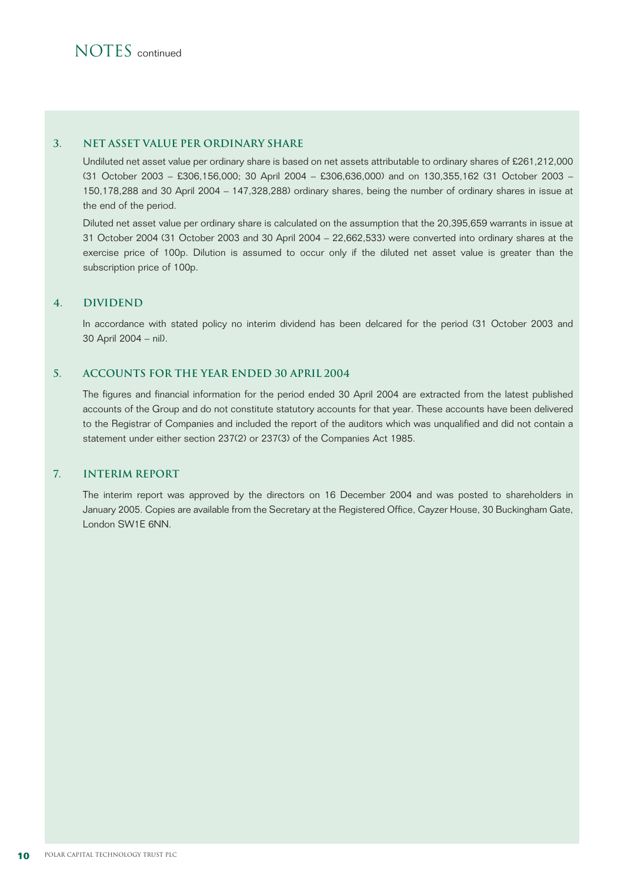# NOTES continued

### 3. NET ASSET VALUE PER ORDINARY SHARE

Undiluted net asset value per ordinary share is based on net assets attributable to ordinary shares of £261,212,000 (31 October 2003 – £306,156,000; 30 April 2004 – £306,636,000) and on 130,355,162 (31 October 2003 – 150,178,288 and 30 April 2004 – 147,328,288) ordinary shares, being the number of ordinary shares in issue at the end of the period.

Diluted net asset value per ordinary share is calculated on the assumption that the 20,395,659 warrants in issue at 31 October 2004 (31 October 2003 and 30 April 2004 – 22,662,533) were converted into ordinary shares at the exercise price of 100p. Dilution is assumed to occur only if the diluted net asset value is greater than the subscription price of 100p.

### 4. DIVIDEND

In accordance with stated policy no interim dividend has been delcared for the period (31 October 2003 and 30 April 2004 – nil).

### 5. ACCOUNTS FOR THE YEAR ENDED 30 APRIL 2004

The figures and financial information for the period ended 30 April 2004 are extracted from the latest published accounts of the Group and do not constitute statutory accounts for that year. These accounts have been delivered to the Registrar of Companies and included the report of the auditors which was unqualified and did not contain a statement under either section 237(2) or 237(3) of the Companies Act 1985.

### 7. INTERIM REPORT

The interim report was approved by the directors on 16 December 2004 and was posted to shareholders in January 2005. Copies are available from the Secretary at the Registered Office, Cayzer House, 30 Buckingham Gate, London SW1E 6NN.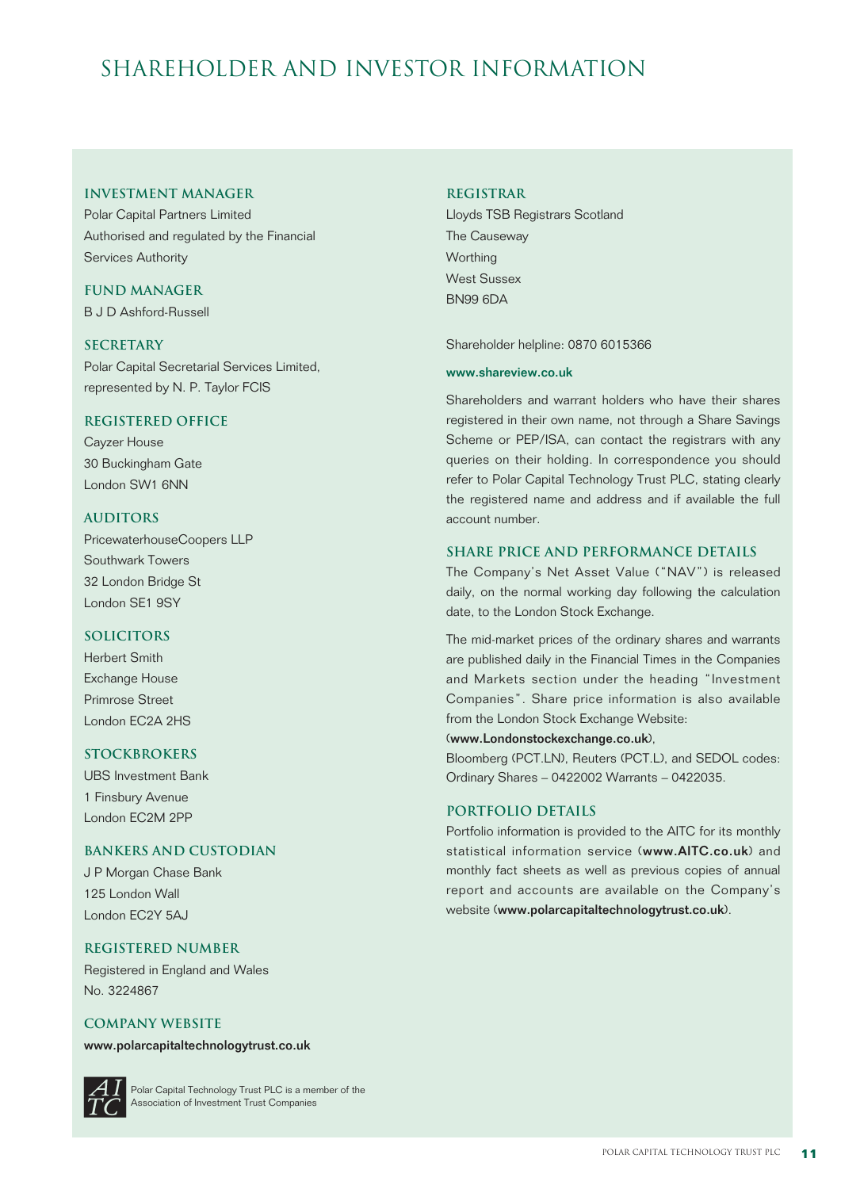# SHAREHOLDER AND INVESTOR INFORMATION

### INVESTMENT MANAGER

Polar Capital Partners Limited
Authorised and regulated by the Financial Services Authority

### FUND MANAGER

B J D Ashford-Russell

### SECRETARY

Polar Capital Secretarial Services Limited, represented by N. P. Taylor FCIS

### REGISTERED OFFICE

Cayzer House
30 Buckingham Gate
London SW1 6NN

### AUDITORS

PricewaterhouseCoopers LLP
Southwark Towers
32 London Bridge St
London SE1 9SY

### SOLICITORS

Herbert Smith
Exchange House
Primrose Street
London EC2A 2HS

### STOCKBROKERS

UBS Investment Bank
1 Finsbury Avenue
London EC2M 2PP

### BANKERS AND CUSTODIAN

J P Morgan Chase Bank
125 London Wall
London EC2Y 5AJ

### REGISTERED NUMBER

Registered in England and Wales
No. 3224867

### COMPANY WEBSITE

**www.polarcapitaltechnologytrust.co.uk**

Polar Capital Technology Trust PLC is a member of the Association of Investment Trust Companies

### REGISTRAR

Lloyds TSB Registrars Scotland
The Causeway
Worthing
West Sussex
BN99 6DA

Shareholder helpline: 0870 6015366

**www.shareview.co.uk**

Shareholders and warrant holders who have their shares registered in their own name, not through a Share Savings Scheme or PEP/ISA, can contact the registrars with any queries on their holding. In correspondence you should refer to Polar Capital Technology Trust PLC, stating clearly the registered name and address and if available the full account number.

### SHARE PRICE AND PERFORMANCE DETAILS

The Company's Net Asset Value ("NAV") is released daily, on the normal working day following the calculation date, to the London Stock Exchange.

The mid-market prices of the ordinary shares and warrants are published daily in the Financial Times in the Companies and Markets section under the heading "Investment Companies". Share price information is also available from the London Stock Exchange Website:
(**www.Londonstockexchange.co.uk**),
Bloomberg (PCT.LN), Reuters (PCT.L), and SEDOL codes: Ordinary Shares – 0422002 Warrants – 0422035.

### PORTFOLIO DETAILS

Portfolio information is provided to the AITC for its monthly statistical information service (**www.AITC.co.uk**) and monthly fact sheets as well as previous copies of annual report and accounts are available on the Company's website (**www.polarcapitaltechnologytrust.co.uk**).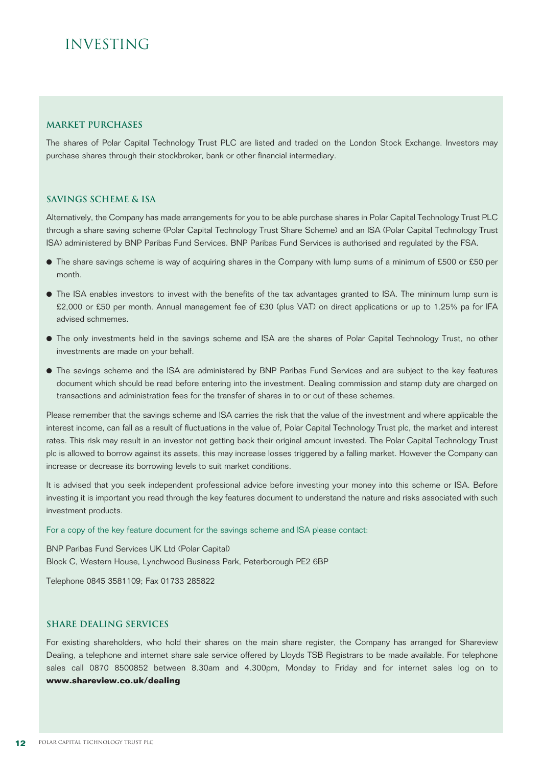# INVESTING

## MARKET PURCHASES

The shares of Polar Capital Technology Trust PLC are listed and traded on the London Stock Exchange. Investors may purchase shares through their stockbroker, bank or other financial intermediary.

## SAVINGS SCHEME & ISA

Alternatively, the Company has made arrangements for you to be able purchase shares in Polar Capital Technology Trust PLC through a share saving scheme (Polar Capital Technology Trust Share Scheme) and an ISA (Polar Capital Technology Trust ISA) administered by BNP Paribas Fund Services. BNP Paribas Fund Services is authorised and regulated by the FSA.

- The share savings scheme is way of acquiring shares in the Company with lump sums of a minimum of £500 or £50 per month.
- The ISA enables investors to invest with the benefits of the tax advantages granted to ISA. The minimum lump sum is £2,000 or £50 per month. Annual management fee of £30 (plus VAT) on direct applications or up to 1.25% pa for IFA advised schmemes.
- The only investments held in the savings scheme and ISA are the shares of Polar Capital Technology Trust, no other investments are made on your behalf.
- The savings scheme and the ISA are administered by BNP Paribas Fund Services and are subject to the key features document which should be read before entering into the investment. Dealing commission and stamp duty are charged on transactions and administration fees for the transfer of shares in to or out of these schemes.

Please remember that the savings scheme and ISA carries the risk that the value of the investment and where applicable the interest income, can fall as a result of fluctuations in the value of, Polar Capital Technology Trust plc, the market and interest rates. This risk may result in an investor not getting back their original amount invested. The Polar Capital Technology Trust plc is allowed to borrow against its assets, this may increase losses triggered by a falling market. However the Company can increase or decrease its borrowing levels to suit market conditions.

It is advised that you seek independent professional advice before investing your money into this scheme or ISA. Before investing it is important you read through the key features document to understand the nature and risks associated with such investment products.

For a copy of the key feature document for the savings scheme and ISA please contact:

BNP Paribas Fund Services UK Ltd (Polar Capital)
Block C, Western House, Lynchwood Business Park, Peterborough PE2 6BP

Telephone 0845 3581109; Fax 01733 285822

## SHARE DEALING SERVICES

For existing shareholders, who hold their shares on the main share register, the Company has arranged for Shareview Dealing, a telephone and internet share sale service offered by Lloyds TSB Registrars to be made available. For telephone sales call 0870 8500852 between 8.30am and 4.300pm, Monday to Friday and for internet sales log on to **www.shareview.co.uk/dealing**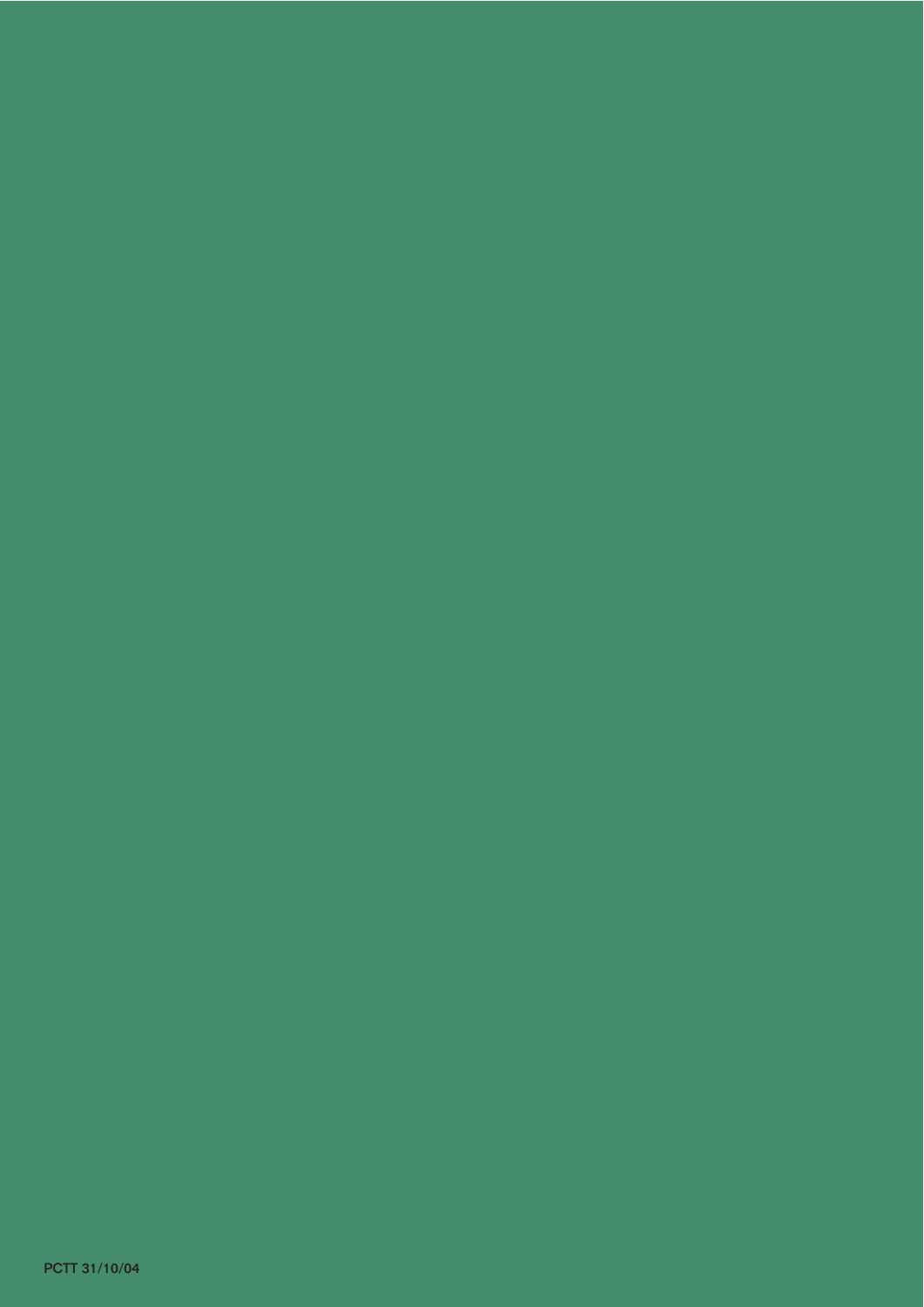PCTT 31/10/04